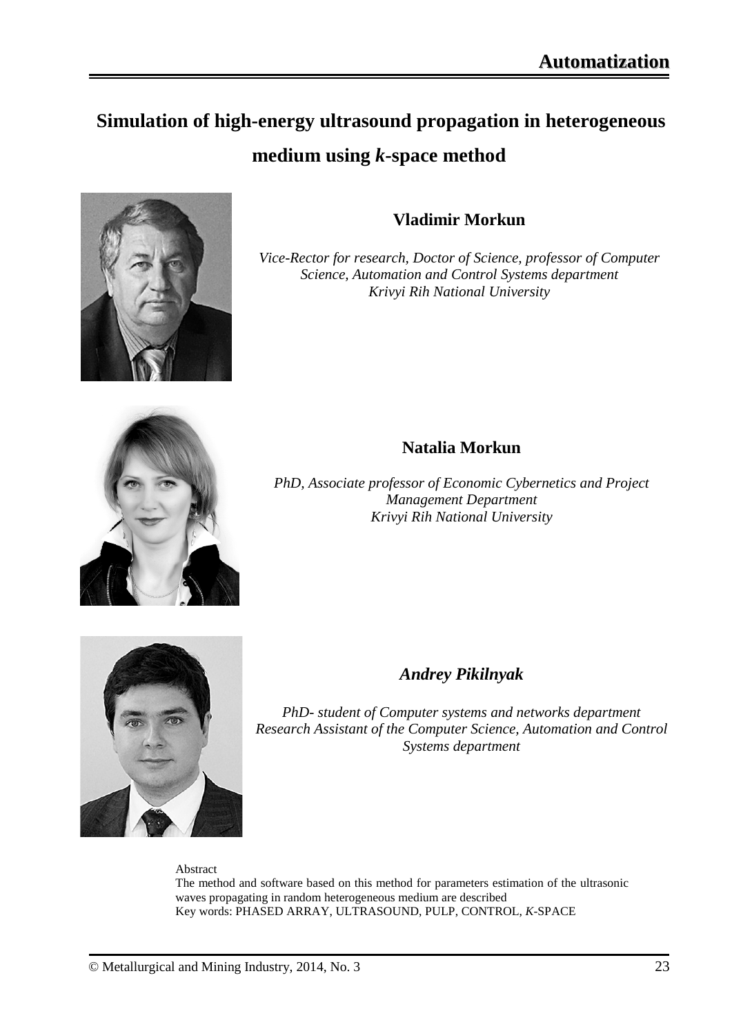# Simulation of high-energy ultrasound propagation in heterogeneous medium using *k*-space method

**Vladimir Morkun**

*Vice-Rector for research, Doctor of Science, professor of Computer Science, Automation and Control Systems department*
*Krivyi Rih National University*

**Natalia Morkun**

*PhD, Associate professor of Economic Cybernetics and Project Management Department*
*Krivyi Rih National University*

***Andrey Pikilnyak***

*PhD- student of Computer systems and networks department*
*Research Assistant of the Computer Science, Automation and Control Systems department*

Abstract

The method and software based on this method for parameters estimation of the ultrasonic waves propagating in random heterogeneous medium are described

Key words: PHASED ARRAY, ULTRASOUND, PULP, CONTROL, *K*-SPACE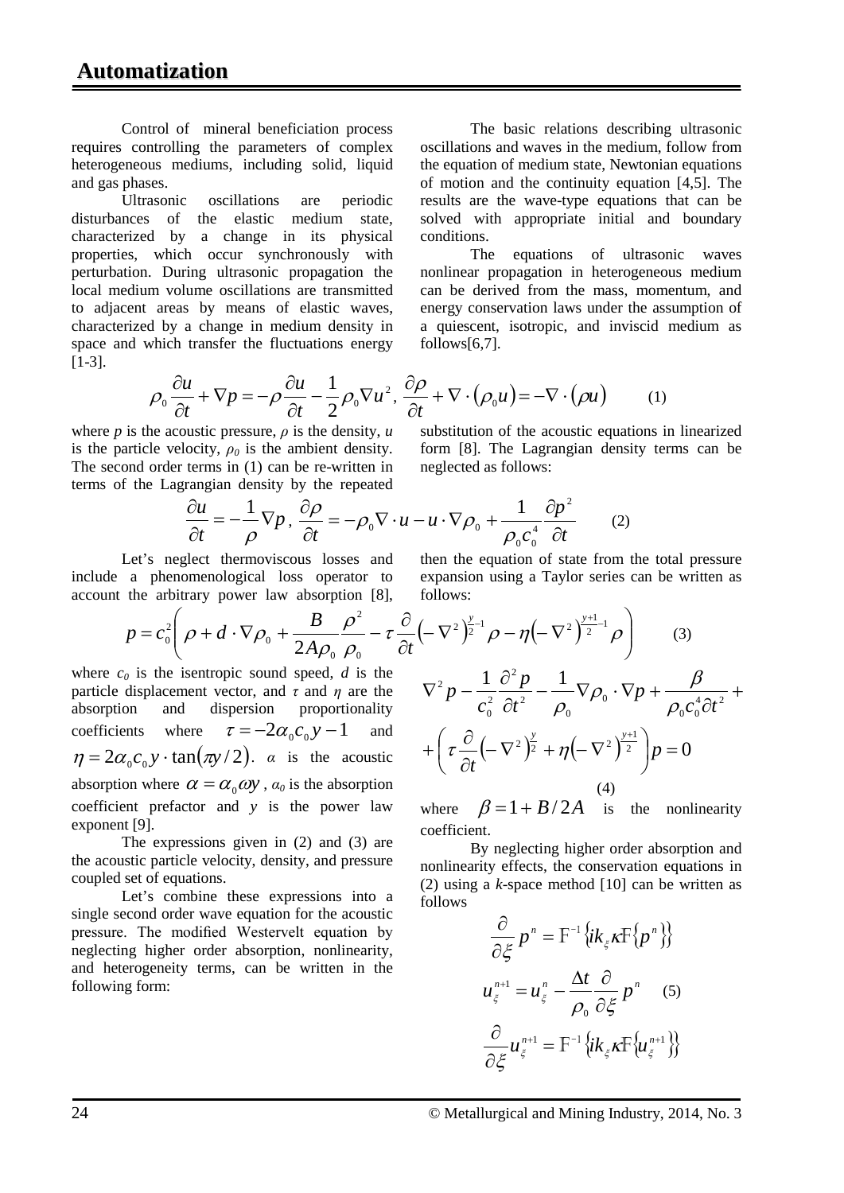Control of mineral beneficiation process requires controlling the parameters of complex heterogeneous mediums, including solid, liquid and gas phases.

Ultrasonic oscillations are periodic disturbances of the elastic medium state, characterized by a change in its physical properties, which occur synchronously with perturbation. During ultrasonic propagation the local medium volume oscillations are transmitted to adjacent areas by means of elastic waves, characterized by a change in medium density in space and which transfer the fluctuations energy [1-3].

The basic relations describing ultrasonic oscillations and waves in the medium, follow from the equation of medium state, Newtonian equations of motion and the continuity equation [4,5]. The results are the wave-type equations that can be solved with appropriate initial and boundary conditions.

The equations of ultrasonic waves nonlinear propagation in heterogeneous medium can be derived from the mass, momentum, and energy conservation laws under the assumption of a quiescent, isotropic, and inviscid medium as follows[6,7].

$$\rho_0 \frac{\partial u}{\partial t} + \nabla p = -\rho \frac{\partial u}{\partial t} - \frac{1}{2}\rho_0 \nabla u^2, \; \frac{\partial \rho}{\partial t} + \nabla \cdot (\rho_0 u) = -\nabla \cdot (\rho u) \qquad (1)$$

where $p$ is the acoustic pressure, $\rho$ is the density, $u$ is the particle velocity, $\rho_0$ is the ambient density. The second order terms in (1) can be re-written in terms of the Lagrangian density by the repeated substitution of the acoustic equations in linearized form [8]. The Lagrangian density terms can be neglected as follows:

$$\frac{\partial u}{\partial t} = -\frac{1}{\rho}\nabla p, \; \frac{\partial \rho}{\partial t} = -\rho_0 \nabla \cdot u - u \cdot \nabla \rho_0 + \frac{1}{\rho_0 c_0^4}\frac{\partial p^2}{\partial t} \qquad (2)$$

Let's neglect thermoviscous losses and include a phenomenological loss operator to account the arbitrary power law absorption [8], then the equation of state from the total pressure expansion using a Taylor series can be written as follows:

$$p = c_0^2 \left( \rho + d \cdot \nabla \rho_0 + \frac{B}{2A\rho_0}\frac{\rho^2}{\rho_0} - \tau \frac{\partial}{\partial t}\left(-\nabla^2\right)^{\frac{y}{2}-1}\rho - \eta \left(-\nabla^2\right)^{\frac{y+1}{2}-1}\rho \right) \qquad (3)$$

where $c_0$ is the isentropic sound speed, $d$ is the particle displacement vector, and $\tau$ and $\eta$ are the absorption and dispersion proportionality coefficients where $\tau = -2\alpha_0 c_0 y - 1$ and $\eta = 2\alpha_0 c_0 y \cdot \tan(\pi y/2)$. $\alpha$ is the acoustic absorption where $\alpha = \alpha_0 \omega y$, $\alpha_0$ is the absorption coefficient prefactor and $y$ is the power law exponent [9].

The expressions given in (2) and (3) are the acoustic particle velocity, density, and pressure coupled set of equations.

Let's combine these expressions into a single second order wave equation for the acoustic pressure. The modified Westervelt equation by neglecting higher order absorption, nonlinearity, and heterogeneity terms, can be written in the following form:

$$\nabla^2 p - \frac{1}{c_0^2}\frac{\partial^2 p}{\partial t^2} - \frac{1}{\rho_0}\nabla \rho_0 \cdot \nabla p + \frac{\beta}{\rho_0 c_0^4 \partial t^2} + \left( \tau \frac{\partial}{\partial t}\left(-\nabla^2\right)^{\frac{y}{2}} + \eta \left(-\nabla^2\right)^{\frac{y+1}{2}} \right) p = 0 \qquad (4)$$

where $\beta = 1 + B/2A$ is the nonlinearity coefficient.

By neglecting higher order absorption and nonlinearity effects, the conservation equations in (2) using a $k$-space method [10] can be written as follows

$$\frac{\partial}{\partial \xi} p^n = \mathbb{F}^{-1}\left\{ ik_\xi \kappa \mathbb{F}\left\{ p^n \right\} \right\}$$

$$u_\xi^{n+1} = u_\xi^n - \frac{\Delta t}{\rho_0}\frac{\partial}{\partial \xi} p^n \qquad (5)$$

$$\frac{\partial}{\partial \xi} u_\xi^{n+1} = \mathbb{F}^{-1}\left\{ ik_\xi \kappa \mathbb{F}\left\{ u_\xi^{n+1} \right\} \right\}$$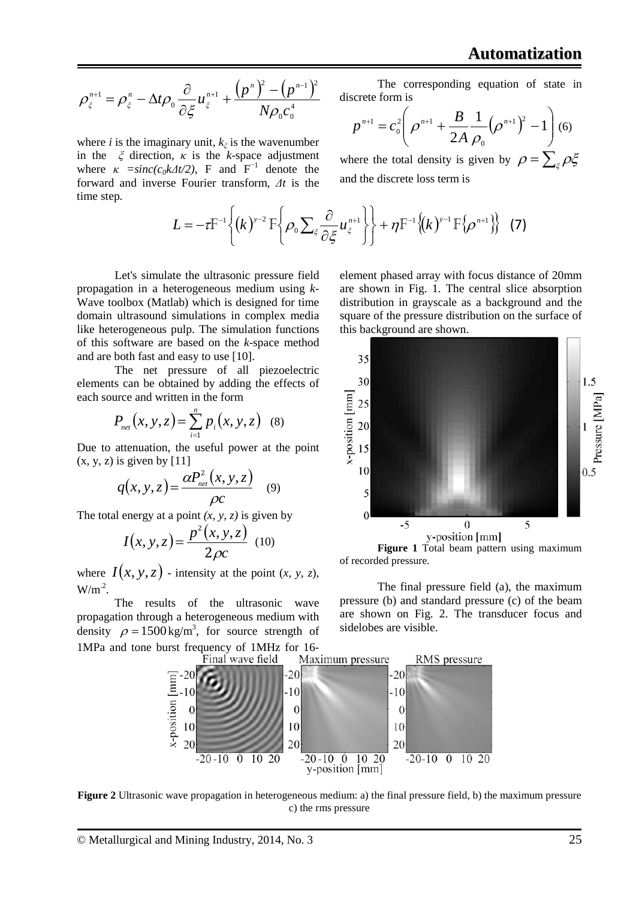$$\rho_{\xi}^{n+1} = \rho_{\xi}^{n} - \Delta t \rho_0 \frac{\partial}{\partial \xi} u_{\xi}^{n+1} + \frac{\left(p^n\right)^2 - \left(p^{n-1}\right)^2}{N \rho_0 c_0^4}$$

where *i* is the imaginary unit, $k_\xi$ is the wavenumber in the $\xi$ direction, $\kappa$ is the *k*-space adjustment where $\kappa = sinc(c_0 k \Delta t/2)$, F and $F^{-1}$ denote the forward and inverse Fourier transform, $\Delta t$ is the time step.

The corresponding equation of state in discrete form is

$$p^{n+1} = c_0^2 \left( \rho^{n+1} + \frac{B}{2A} \frac{1}{\rho_0} \left(\rho^{n+1}\right)^2 - 1 \right) \quad (6)$$

where the total density is given by $\rho = \sum_{\xi} \rho \xi$ and the discrete loss term is

$$L = -\tau F^{-1} \left\{ (k)^{y-2} F \left\{ \rho_0 \sum_{\xi} \frac{\partial}{\partial \xi} u_{\xi}^{n+1} \right\} \right\} + \eta F^{-1} \left\{ (k)^{y-1} F \left\{ \rho^{n+1} \right\} \right\} \quad (7)$$

Let's simulate the ultrasonic pressure field propagation in a heterogeneous medium using *k*-Wave toolbox (Matlab) which is designed for time domain ultrasound simulations in complex media like heterogeneous pulp. The simulation functions of this software are based on the *k*-space method and are both fast and easy to use [10].

The net pressure of all piezoelectric elements can be obtained by adding the effects of each source and written in the form

$$P_{net}(x, y, z) = \sum_{i=1}^{n} p_i(x, y, z) \quad (8)$$

Due to attenuation, the useful power at the point (x, y, z) is given by [11]

$$q(x, y, z) = \frac{\alpha P_{net}^2(x, y, z)}{\rho c} \quad (9)$$

The total energy at a point *(x, y, z)* is given by

$$I(x, y, z) = \frac{p^2(x, y, z)}{2 \rho c} \quad (10)$$

where $I(x, y, z)$ - intensity at the point (*x, y, z*), $W/m^2$.

The results of the ultrasonic wave propagation through a heterogeneous medium with density $\rho = 1500\,kg/m^3$, for source strength of 1MPa and tone burst frequency of 1MHz for 16-element phased array with focus distance of 20mm are shown in Fig. 1. The central slice absorption distribution in grayscale as a background and the square of the pressure distribution on the surface of this background are shown.

x-position [mm]
35
30
25
20
15
10
5
0
-5
0
5
y-position [mm]
1.5
1
0.5
Pressure [MPa]

**Figure 1** Total beam pattern using maximum of recorded pressure.

The final pressure field (a), the maximum pressure (b) and standard pressure (c) of the beam are shown on Fig. 2. The transducer focus and sidelobes are visible.

Final wave field
Maximum pressure
RMS pressure
x-position [mm]
-20
-10
0
10
20
-20 -10 0 10 20
y-position [mm]

**Figure 2** Ultrasonic wave propagation in heterogeneous medium: a) the final pressure field, b) the maximum pressure c) the rms pressure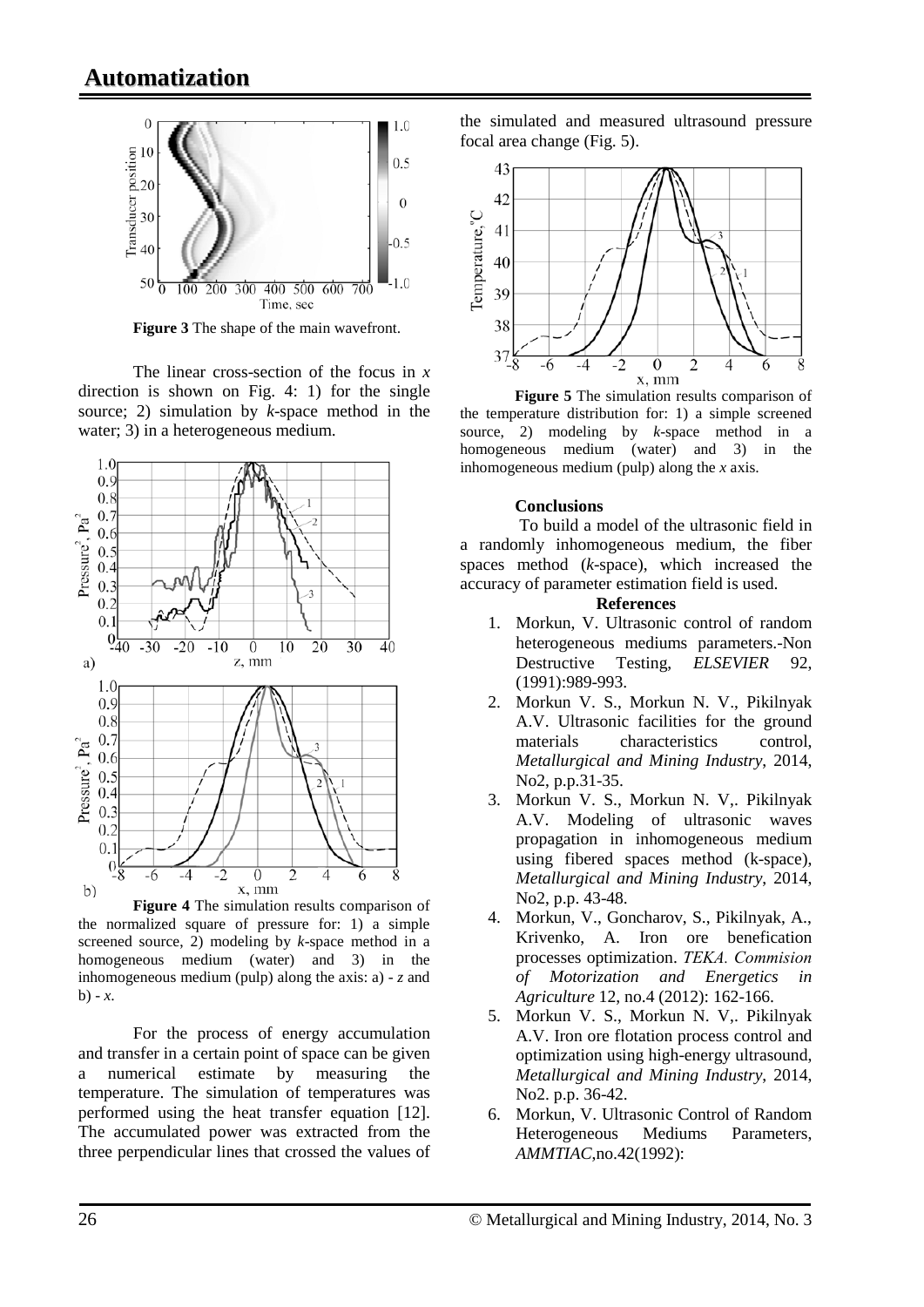0
10
20
30
40
50
Transducer position
0 100 200 300 400 500 600 700
Time, sec
1.0
0.5
0
-0.5
-1.0

**Figure 3** The shape of the main wavefront.

The linear cross-section of the focus in *x* direction is shown on Fig. 4: 1) for the single source; 2) simulation by *k*-space method in the water; 3) in a heterogeneous medium.

a)
Pressure$^2$, Pa$^2$
1.0
0.9
0.8
0.7
0.6
0.5
0.4
0.3
0.2
0.1
0
-40 -30 -20 -10 0 10 20 30 40
z, mm
1
2
3

b)
Pressure$^2$, Pa$^2$
1.0
0.9
0.8
0.7
0.6
0.5
0.4
0.3
0.2
0.1
0
-8 -6 -4 -2 0 2 4 6 8
x, mm
3
2
1

**Figure 4** The simulation results comparison of the normalized square of pressure for: 1) a simple screened source, 2) modeling by *k*-space method in a homogeneous medium (water) and 3) in the inhomogeneous medium (pulp) along the axis: a) - *z* and b) - *x*.

For the process of energy accumulation and transfer in a certain point of space can be given a numerical estimate by measuring the temperature. The simulation of temperatures was performed using the heat transfer equation [12]. The accumulated power was extracted from the three perpendicular lines that crossed the values of the simulated and measured ultrasound pressure focal area change (Fig. 5).

Temperature,°C
43
42
41
40
39
38
37
-8 -6 -4 -2 0 2 4 6 8
x, mm
3
2
1

**Figure 5** The simulation results comparison of the temperature distribution for: 1) a simple screened source, 2) modeling by *k*-space method in a homogeneous medium (water) and 3) in the inhomogeneous medium (pulp) along the *x* axis.

### Conclusions

To build a model of the ultrasonic field in a randomly inhomogeneous medium, the fiber spaces method (*k*-space), which increased the accuracy of parameter estimation field is used.

### References

1. Morkun, V. Ultrasonic control of random heterogeneous mediums parameters.-Non Destructive Testing, *ELSEVIER* 92, (1991):989-993.
2. Morkun V. S., Morkun N. V., Pikilnyak A.V. Ultrasonic facilities for the ground materials characteristics control, *Metallurgical and Mining Industry*, 2014, No2, p.p.31-35.
3. Morkun V. S., Morkun N. V,. Pikilnyak A.V. Modeling of ultrasonic waves propagation in inhomogeneous medium using fibered spaces method (k-space), *Metallurgical and Mining Industry*, 2014, No2, p.p. 43-48.
4. Morkun, V., Goncharov, S., Pikilnyak, A., Krivenko, A. Iron ore benefication processes optimization. *TEKA. Commision of Motorization and Energetics in Agriculture* 12, no.4 (2012): 162-166.
5. Morkun V. S., Morkun N. V,. Pikilnyak A.V. Iron ore flotation process control and optimization using high-energy ultrasound, *Metallurgical and Mining Industry*, 2014, No2. p.p. 36-42.
6. Morkun, V. Ultrasonic Control of Random Heterogeneous Mediums Parameters, *AMMTIAC*,no.42(1992):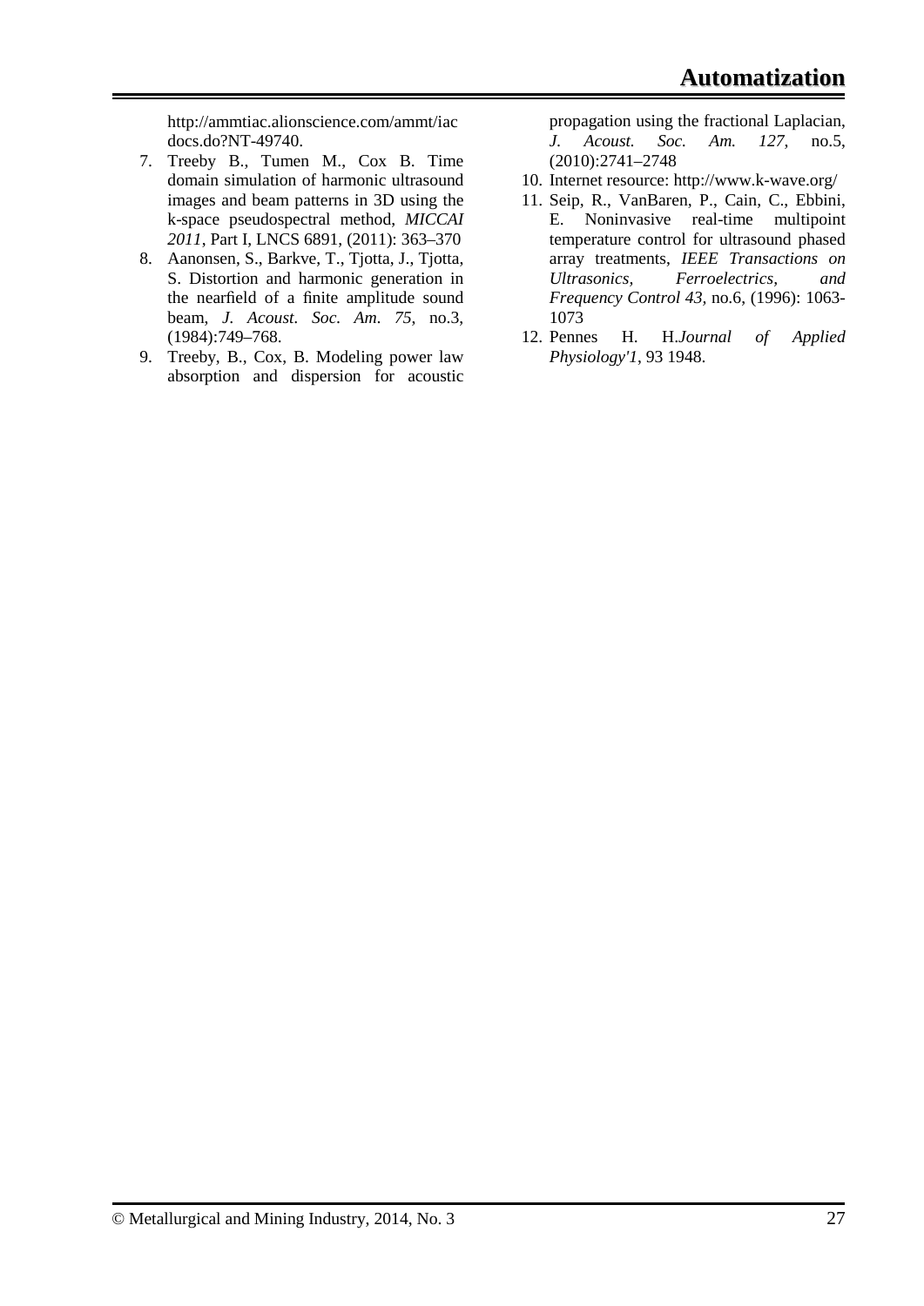http://ammtiac.alionscience.com/ammt/iacdocs.do?NT-49740.

7. Treeby B., Tumen M., Cox B. Time domain simulation of harmonic ultrasound images and beam patterns in 3D using the k-space pseudospectral method, *MICCAI 2011*, Part I, LNCS 6891, (2011): 363–370
8. Aanonsen, S., Barkve, T., Tjotta, J., Tjotta, S. Distortion and harmonic generation in the nearfield of a finite amplitude sound beam, *J. Acoust. Soc. Am. 75*, no.3, (1984):749–768.
9. Treeby, B., Cox, B. Modeling power law absorption and dispersion for acoustic propagation using the fractional Laplacian, *J. Acoust. Soc. Am. 127*, no.5, (2010):2741–2748
10. Internet resource: http://www.k-wave.org/
11. Seip, R., VanBaren, P., Cain, C., Ebbini, E. Noninvasive real-time multipoint temperature control for ultrasound phased array treatments, *IEEE Transactions on Ultrasonics, Ferroelectrics, and Frequency Control 43*, no.6, (1996): 1063-1073
12. Pennes H. H.*Journal of Applied Physiology'1*, 93 1948.